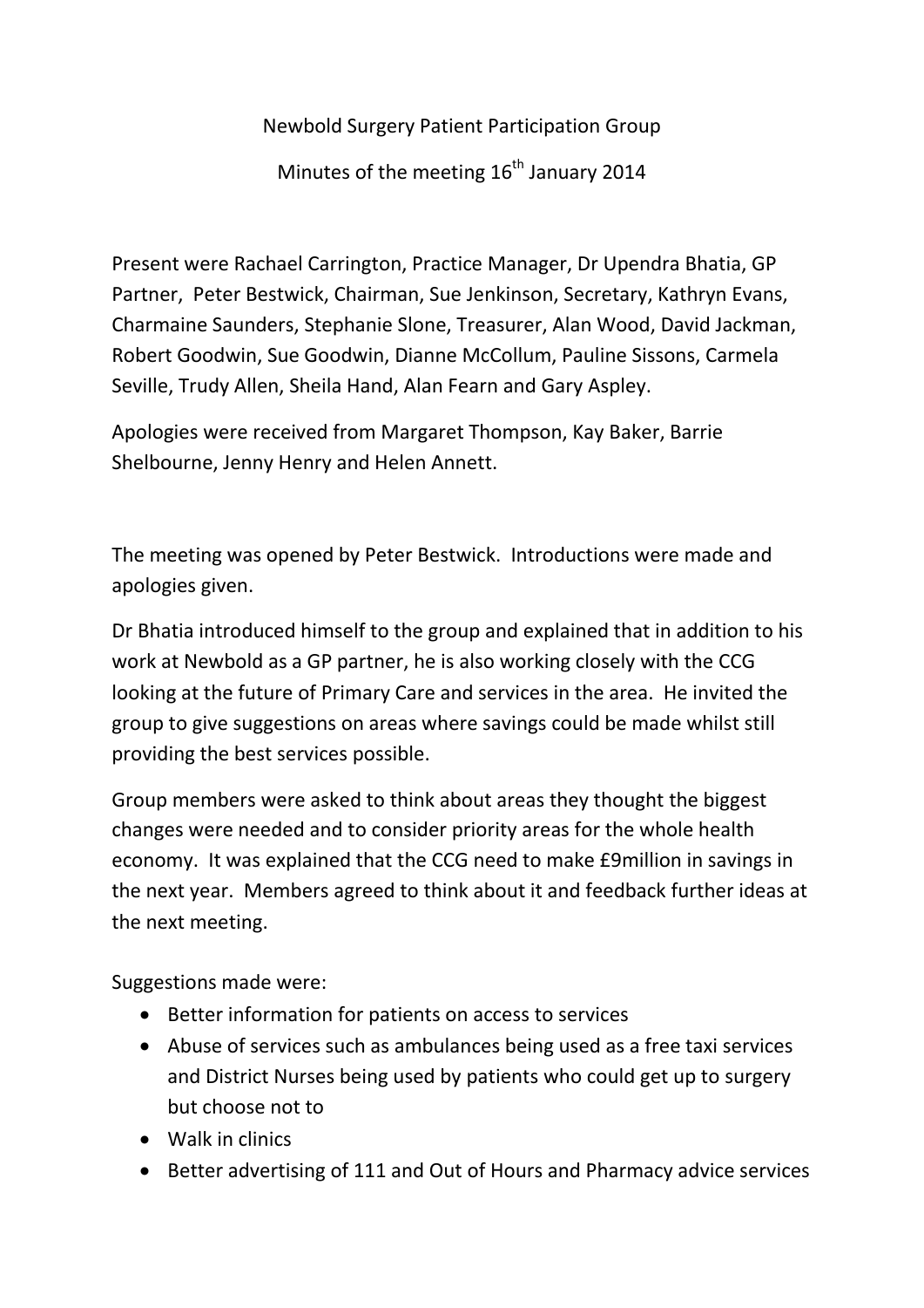# Newbold Surgery Patient Participation Group

## Minutes of the meeting 16th January 2014

Present were Rachael Carrington, Practice Manager, Dr Upendra Bhatia, GP Partner, Peter Bestwick, Chairman, Sue Jenkinson, Secretary, Kathryn Evans, Charmaine Saunders, Stephanie Slone, Treasurer, Alan Wood, David Jackman, Robert Goodwin, Sue Goodwin, Dianne McCollum, Pauline Sissons, Carmela Seville, Trudy Allen, Sheila Hand, Alan Fearn and Gary Aspley.

Apologies were received from Margaret Thompson, Kay Baker, Barrie Shelbourne, Jenny Henry and Helen Annett.

The meeting was opened by Peter Bestwick. Introductions were made and apologies given.

Dr Bhatia introduced himself to the group and explained that in addition to his work at Newbold as a GP partner, he is also working closely with the CCG looking at the future of Primary Care and services in the area. He invited the group to give suggestions on areas where savings could be made whilst still providing the best services possible.

Group members were asked to think about areas they thought the biggest changes were needed and to consider priority areas for the whole health economy. It was explained that the CCG need to make £9million in savings in the next year. Members agreed to think about it and feedback further ideas at the next meeting.

Suggestions made were:

- Better information for patients on access to services
- Abuse of services such as ambulances being used as a free taxi services and District Nurses being used by patients who could get up to surgery but choose not to
- Walk in clinics
- Better advertising of 111 and Out of Hours and Pharmacy advice services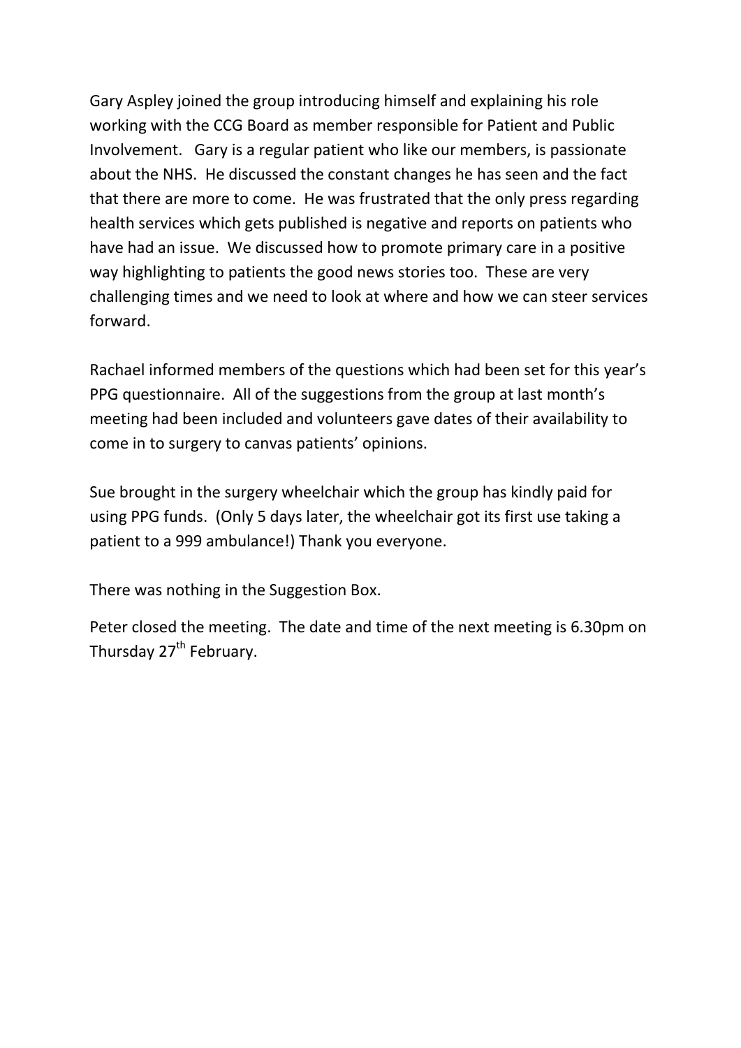Gary Aspley joined the group introducing himself and explaining his role working with the CCG Board as member responsible for Patient and Public Involvement. Gary is a regular patient who like our members, is passionate about the NHS. He discussed the constant changes he has seen and the fact that there are more to come. He was frustrated that the only press regarding health services which gets published is negative and reports on patients who have had an issue. We discussed how to promote primary care in a positive way highlighting to patients the good news stories too. These are very challenging times and we need to look at where and how we can steer services forward.

Rachael informed members of the questions which had been set for this year's PPG questionnaire. All of the suggestions from the group at last month's meeting had been included and volunteers gave dates of their availability to come in to surgery to canvas patients' opinions.

Sue brought in the surgery wheelchair which the group has kindly paid for using PPG funds. (Only 5 days later, the wheelchair got its first use taking a patient to a 999 ambulance!) Thank you everyone.

There was nothing in the Suggestion Box.

Peter closed the meeting. The date and time of the next meeting is 6.30pm on Thursday 27th February.